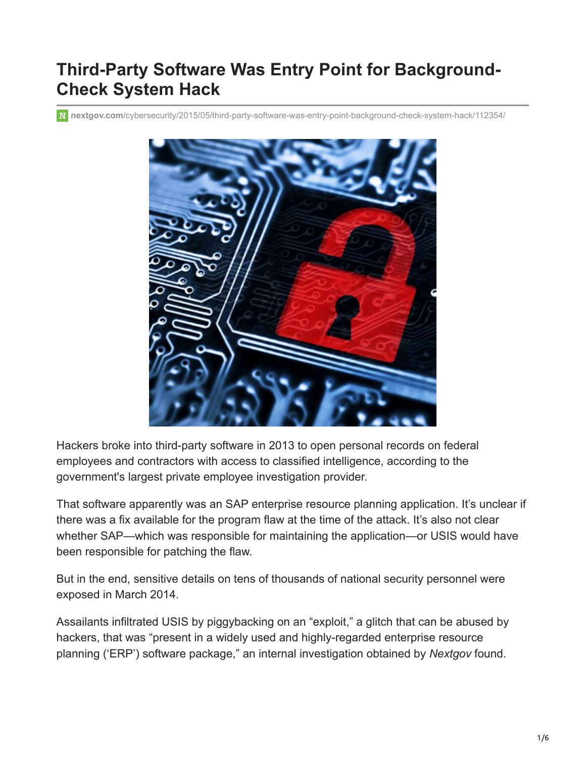# Third-Party Software Was Entry Point for Background-Check System Hack

nextgov.com/cybersecurity/2015/05/third-party-software-was-entry-point-background-check-system-hack/112354/

Hackers broke into third-party software in 2013 to open personal records on federal employees and contractors with access to classified intelligence, according to the government's largest private employee investigation provider.

That software apparently was an SAP enterprise resource planning application. It's unclear if there was a fix available for the program flaw at the time of the attack. It's also not clear whether SAP—which was responsible for maintaining the application—or USIS would have been responsible for patching the flaw.

But in the end, sensitive details on tens of thousands of national security personnel were exposed in March 2014.

Assailants infiltrated USIS by piggybacking on an "exploit," a glitch that can be abused by hackers, that was "present in a widely used and highly-regarded enterprise resource planning ('ERP') software package," an internal investigation obtained by *Nextgov* found.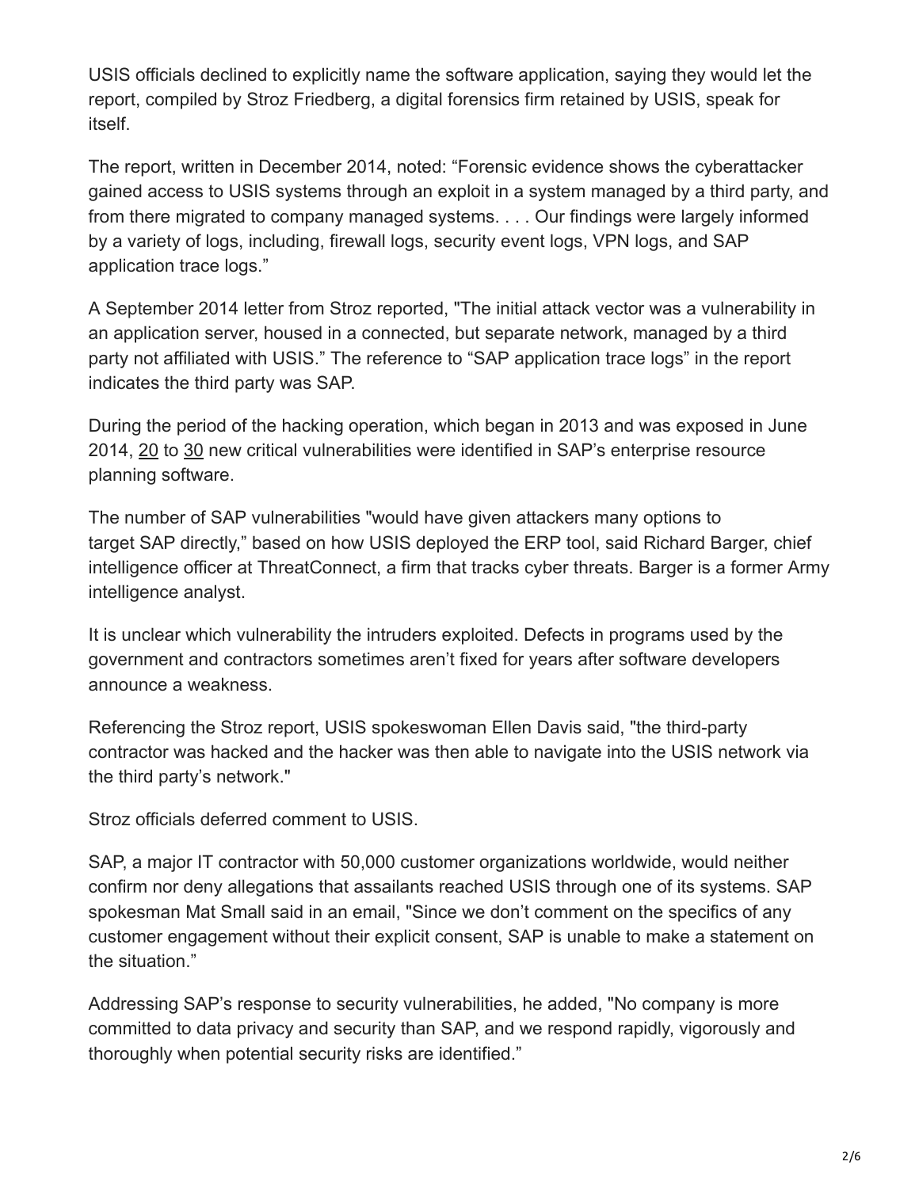USIS officials declined to explicitly name the software application, saying they would let the report, compiled by Stroz Friedberg, a digital forensics firm retained by USIS, speak for itself.

The report, written in December 2014, noted: "Forensic evidence shows the cyberattacker gained access to USIS systems through an exploit in a system managed by a third party, and from there migrated to company managed systems. . . . Our findings were largely informed by a variety of logs, including, firewall logs, security event logs, VPN logs, and SAP application trace logs."

A September 2014 letter from Stroz reported, "The initial attack vector was a vulnerability in an application server, housed in a connected, but separate network, managed by a third party not affiliated with USIS." The reference to "SAP application trace logs" in the report indicates the third party was SAP.

During the period of the hacking operation, which began in 2013 and was exposed in June 2014, 20 to 30 new critical vulnerabilities were identified in SAP's enterprise resource planning software.

The number of SAP vulnerabilities "would have given attackers many options to target SAP directly," based on how USIS deployed the ERP tool, said Richard Barger, chief intelligence officer at ThreatConnect, a firm that tracks cyber threats. Barger is a former Army intelligence analyst.

It is unclear which vulnerability the intruders exploited. Defects in programs used by the government and contractors sometimes aren't fixed for years after software developers announce a weakness.

Referencing the Stroz report, USIS spokeswoman Ellen Davis said, "the third-party contractor was hacked and the hacker was then able to navigate into the USIS network via the third party's network."

Stroz officials deferred comment to USIS.

SAP, a major IT contractor with 50,000 customer organizations worldwide, would neither confirm nor deny allegations that assailants reached USIS through one of its systems. SAP spokesman Mat Small said in an email, "Since we don't comment on the specifics of any customer engagement without their explicit consent, SAP is unable to make a statement on the situation."

Addressing SAP's response to security vulnerabilities, he added, "No company is more committed to data privacy and security than SAP, and we respond rapidly, vigorously and thoroughly when potential security risks are identified."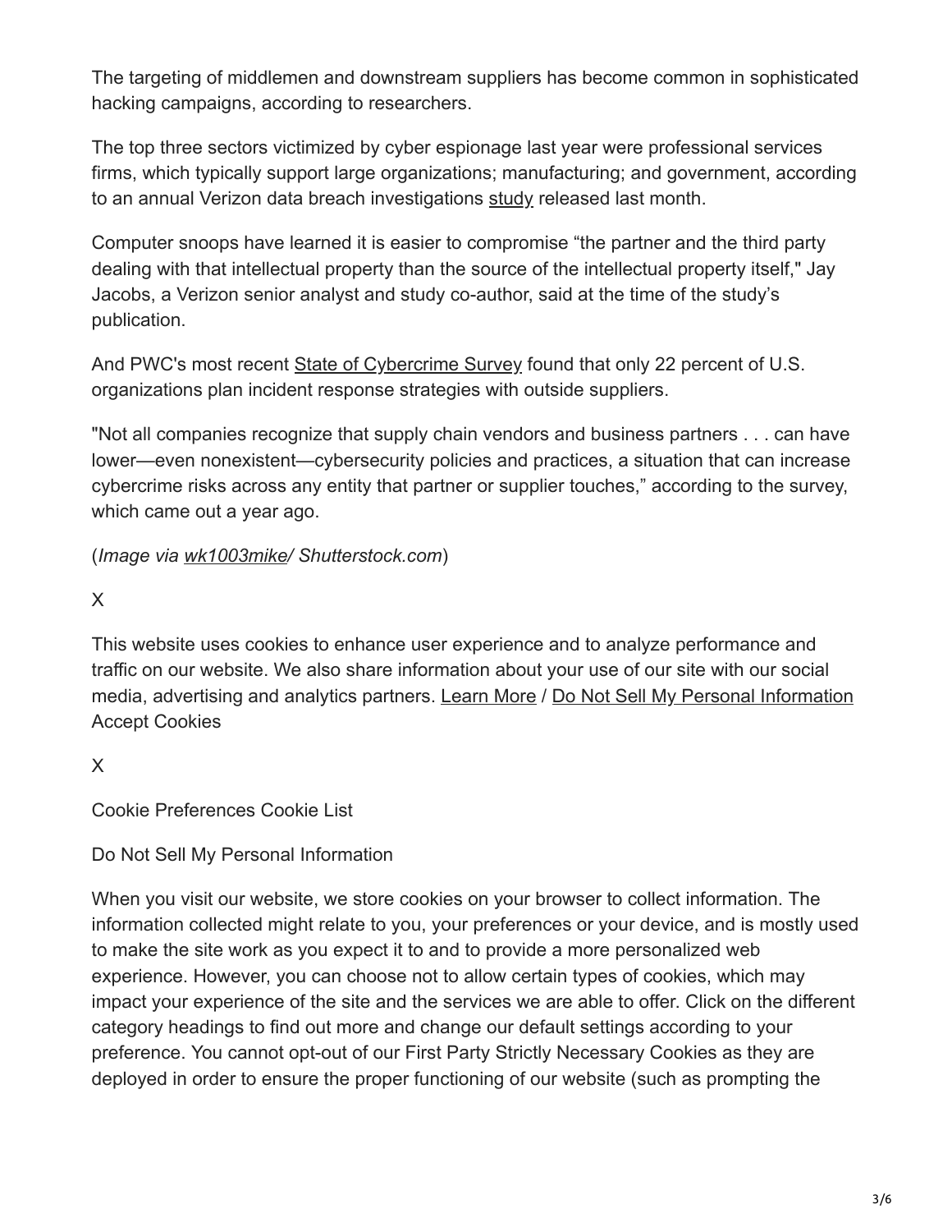The targeting of middlemen and downstream suppliers has become common in sophisticated hacking campaigns, according to researchers.

The top three sectors victimized by cyber espionage last year were professional services firms, which typically support large organizations; manufacturing; and government, according to an annual Verizon data breach investigations study released last month.

Computer snoops have learned it is easier to compromise "the partner and the third party dealing with that intellectual property than the source of the intellectual property itself," Jay Jacobs, a Verizon senior analyst and study co-author, said at the time of the study's publication.

And PWC's most recent State of Cybercrime Survey found that only 22 percent of U.S. organizations plan incident response strategies with outside suppliers.

"Not all companies recognize that supply chain vendors and business partners . . . can have lower—even nonexistent—cybersecurity policies and practices, a situation that can increase cybercrime risks across any entity that partner or supplier touches," according to the survey, which came out a year ago.

(*Image via wk1003mike/ Shutterstock.com*)

X

This website uses cookies to enhance user experience and to analyze performance and traffic on our website. We also share information about your use of our site with our social media, advertising and analytics partners. Learn More / Do Not Sell My Personal Information
Accept Cookies

X

Cookie Preferences Cookie List

Do Not Sell My Personal Information

When you visit our website, we store cookies on your browser to collect information. The information collected might relate to you, your preferences or your device, and is mostly used to make the site work as you expect it to and to provide a more personalized web experience. However, you can choose not to allow certain types of cookies, which may impact your experience of the site and the services we are able to offer. Click on the different category headings to find out more and change our default settings according to your preference. You cannot opt-out of our First Party Strictly Necessary Cookies as they are deployed in order to ensure the proper functioning of our website (such as prompting the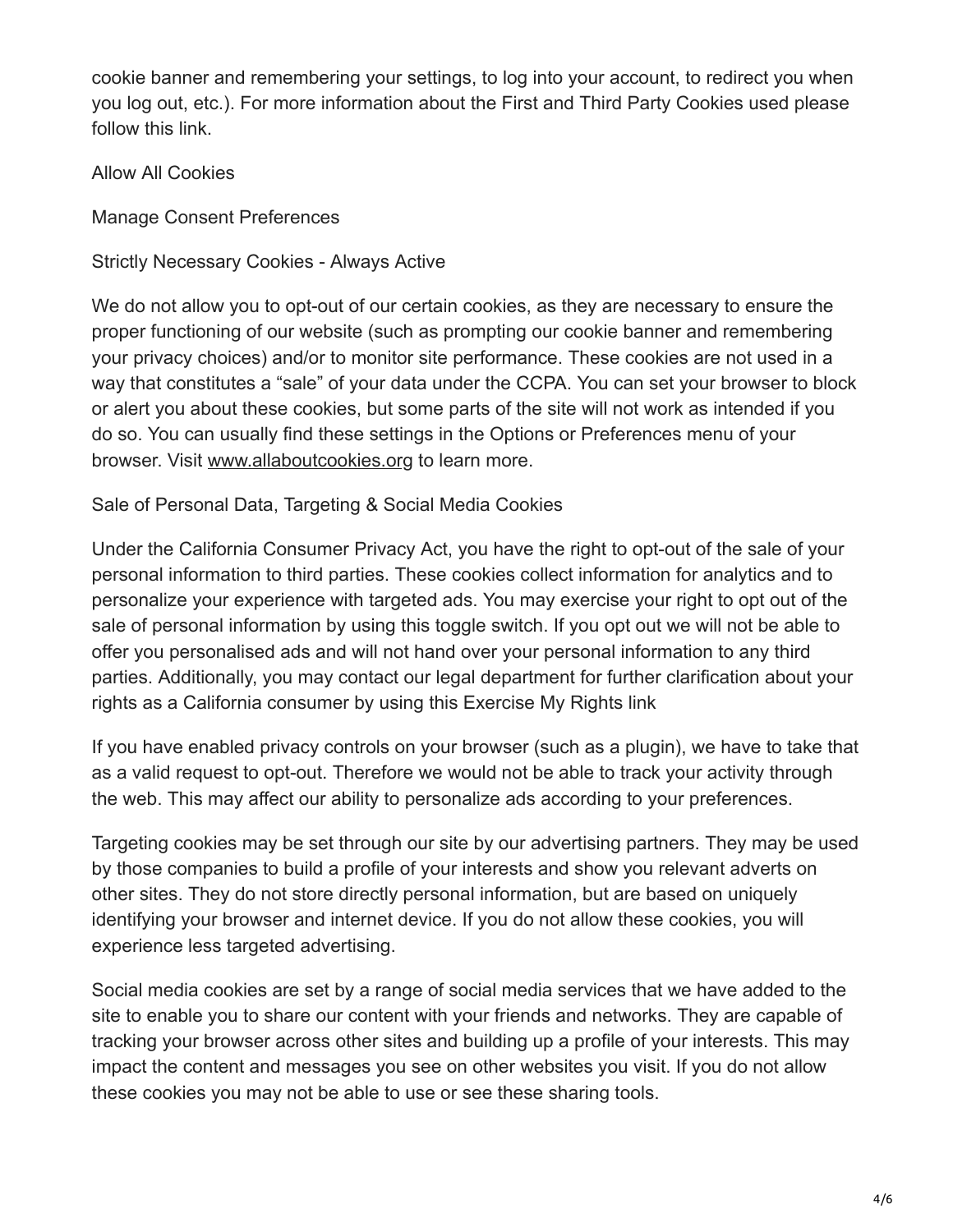cookie banner and remembering your settings, to log into your account, to redirect you when you log out, etc.). For more information about the First and Third Party Cookies used please follow this link.

Allow All Cookies

Manage Consent Preferences

Strictly Necessary Cookies - Always Active

We do not allow you to opt-out of our certain cookies, as they are necessary to ensure the proper functioning of our website (such as prompting our cookie banner and remembering your privacy choices) and/or to monitor site performance. These cookies are not used in a way that constitutes a “sale” of your data under the CCPA. You can set your browser to block or alert you about these cookies, but some parts of the site will not work as intended if you do so. You can usually find these settings in the Options or Preferences menu of your browser. Visit [www.allaboutcookies.org](http://www.allaboutcookies.org) to learn more.

Sale of Personal Data, Targeting & Social Media Cookies

Under the California Consumer Privacy Act, you have the right to opt-out of the sale of your personal information to third parties. These cookies collect information for analytics and to personalize your experience with targeted ads. You may exercise your right to opt out of the sale of personal information by using this toggle switch. If you opt out we will not be able to offer you personalised ads and will not hand over your personal information to any third parties. Additionally, you may contact our legal department for further clarification about your rights as a California consumer by using this Exercise My Rights link

If you have enabled privacy controls on your browser (such as a plugin), we have to take that as a valid request to opt-out. Therefore we would not be able to track your activity through the web. This may affect our ability to personalize ads according to your preferences.

Targeting cookies may be set through our site by our advertising partners. They may be used by those companies to build a profile of your interests and show you relevant adverts on other sites. They do not store directly personal information, but are based on uniquely identifying your browser and internet device. If you do not allow these cookies, you will experience less targeted advertising.

Social media cookies are set by a range of social media services that we have added to the site to enable you to share our content with your friends and networks. They are capable of tracking your browser across other sites and building up a profile of your interests. This may impact the content and messages you see on other websites you visit. If you do not allow these cookies you may not be able to use or see these sharing tools.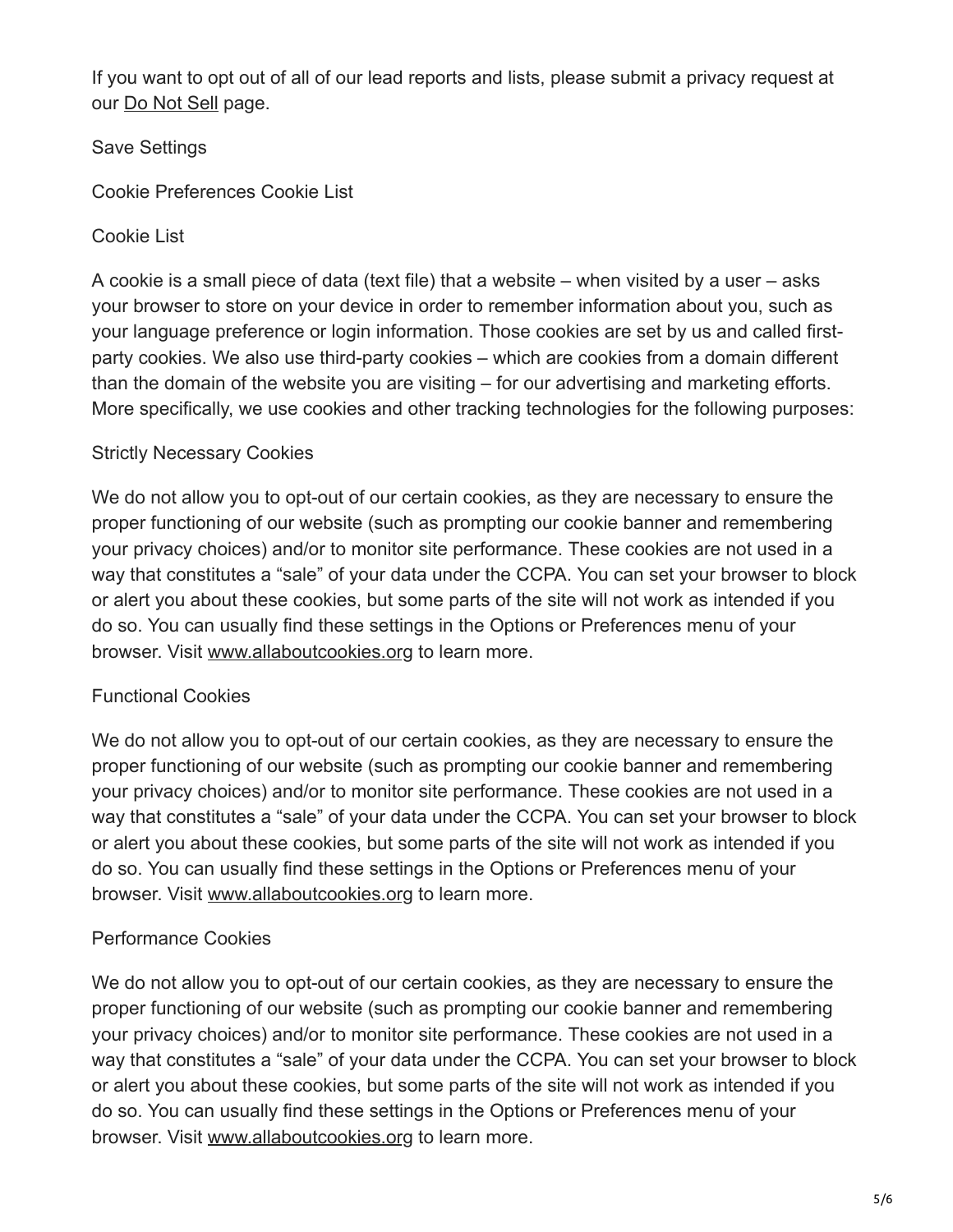If you want to opt out of all of our lead reports and lists, please submit a privacy request at our [Do Not Sell](#) page.

Save Settings

Cookie Preferences Cookie List

Cookie List

A cookie is a small piece of data (text file) that a website – when visited by a user – asks your browser to store on your device in order to remember information about you, such as your language preference or login information. Those cookies are set by us and called first-party cookies. We also use third-party cookies – which are cookies from a domain different than the domain of the website you are visiting – for our advertising and marketing efforts. More specifically, we use cookies and other tracking technologies for the following purposes:

Strictly Necessary Cookies

We do not allow you to opt-out of our certain cookies, as they are necessary to ensure the proper functioning of our website (such as prompting our cookie banner and remembering your privacy choices) and/or to monitor site performance. These cookies are not used in a way that constitutes a "sale" of your data under the CCPA. You can set your browser to block or alert you about these cookies, but some parts of the site will not work as intended if you do so. You can usually find these settings in the Options or Preferences menu of your browser. Visit www.allaboutcookies.org to learn more.

Functional Cookies

We do not allow you to opt-out of our certain cookies, as they are necessary to ensure the proper functioning of our website (such as prompting our cookie banner and remembering your privacy choices) and/or to monitor site performance. These cookies are not used in a way that constitutes a "sale" of your data under the CCPA. You can set your browser to block or alert you about these cookies, but some parts of the site will not work as intended if you do so. You can usually find these settings in the Options or Preferences menu of your browser. Visit www.allaboutcookies.org to learn more.

Performance Cookies

We do not allow you to opt-out of our certain cookies, as they are necessary to ensure the proper functioning of our website (such as prompting our cookie banner and remembering your privacy choices) and/or to monitor site performance. These cookies are not used in a way that constitutes a "sale" of your data under the CCPA. You can set your browser to block or alert you about these cookies, but some parts of the site will not work as intended if you do so. You can usually find these settings in the Options or Preferences menu of your browser. Visit www.allaboutcookies.org to learn more.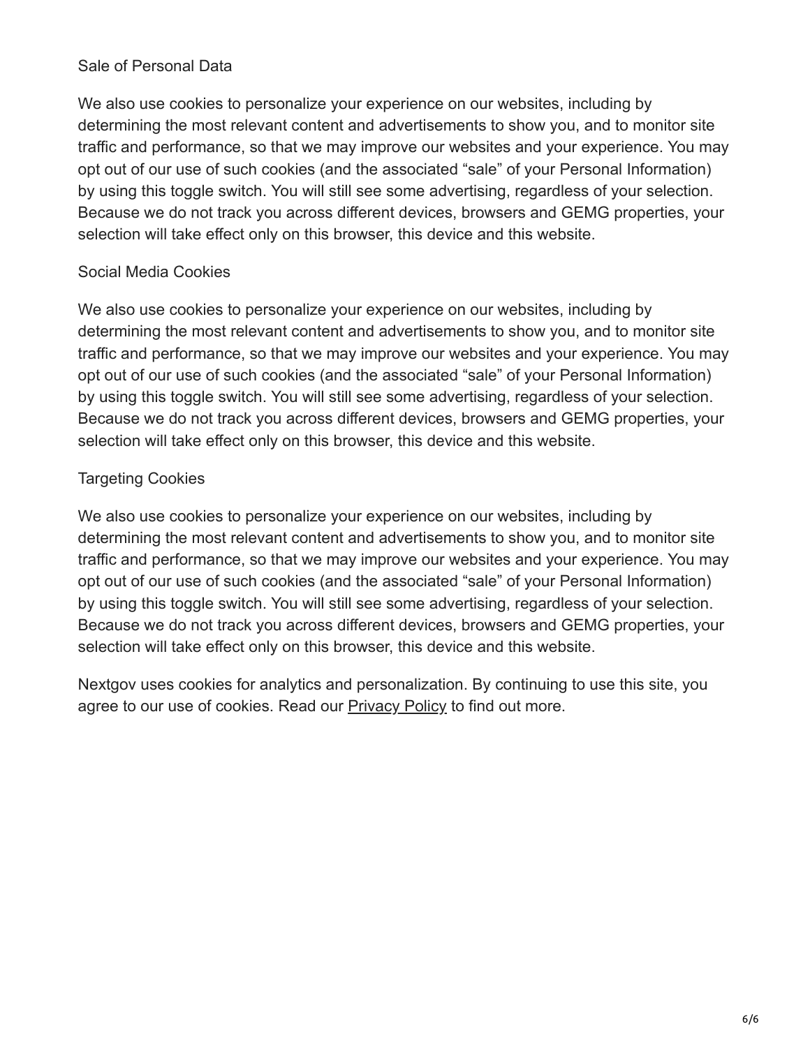Sale of Personal Data

We also use cookies to personalize your experience on our websites, including by determining the most relevant content and advertisements to show you, and to monitor site traffic and performance, so that we may improve our websites and your experience. You may opt out of our use of such cookies (and the associated "sale" of your Personal Information) by using this toggle switch. You will still see some advertising, regardless of your selection. Because we do not track you across different devices, browsers and GEMG properties, your selection will take effect only on this browser, this device and this website.

Social Media Cookies

We also use cookies to personalize your experience on our websites, including by determining the most relevant content and advertisements to show you, and to monitor site traffic and performance, so that we may improve our websites and your experience. You may opt out of our use of such cookies (and the associated "sale" of your Personal Information) by using this toggle switch. You will still see some advertising, regardless of your selection. Because we do not track you across different devices, browsers and GEMG properties, your selection will take effect only on this browser, this device and this website.

Targeting Cookies

We also use cookies to personalize your experience on our websites, including by determining the most relevant content and advertisements to show you, and to monitor site traffic and performance, so that we may improve our websites and your experience. You may opt out of our use of such cookies (and the associated "sale" of your Personal Information) by using this toggle switch. You will still see some advertising, regardless of your selection. Because we do not track you across different devices, browsers and GEMG properties, your selection will take effect only on this browser, this device and this website.

Nextgov uses cookies for analytics and personalization. By continuing to use this site, you agree to our use of cookies. Read our Privacy Policy to find out more.